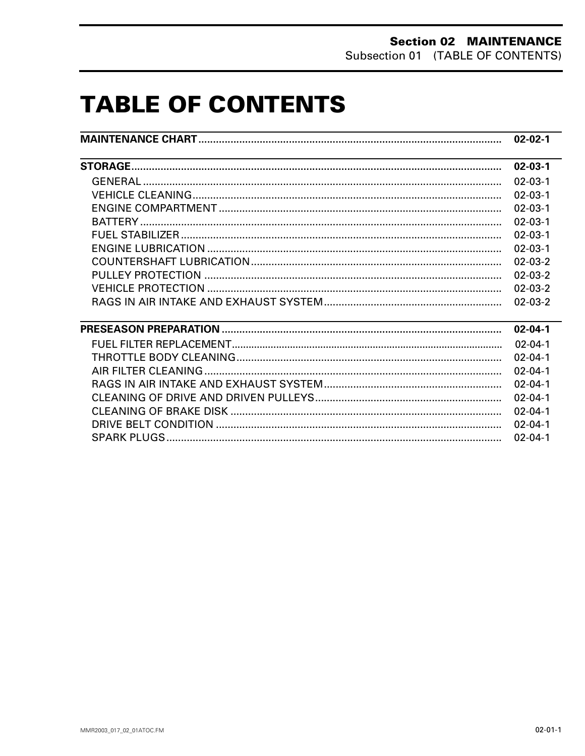# TABLE OF CONTENTS

| | |
|---|---|
| **MAINTENANCE CHART** | **02-02-1** |
| **STORAGE** | **02-03-1** |
| GENERAL | 02-03-1 |
| VEHICLE CLEANING | 02-03-1 |
| ENGINE COMPARTMENT | 02-03-1 |
| BATTERY | 02-03-1 |
| FUEL STABILIZER | 02-03-1 |
| ENGINE LUBRICATION | 02-03-1 |
| COUNTERSHAFT LUBRICATION | 02-03-2 |
| PULLEY PROTECTION | 02-03-2 |
| VEHICLE PROTECTION | 02-03-2 |
| RAGS IN AIR INTAKE AND EXHAUST SYSTEM | 02-03-2 |
| **PRESEASON PREPARATION** | **02-04-1** |
| FUEL FILTER REPLACEMENT | 02-04-1 |
| THROTTLE BODY CLEANING | 02-04-1 |
| AIR FILTER CLEANING | 02-04-1 |
| RAGS IN AIR INTAKE AND EXHAUST SYSTEM | 02-04-1 |
| CLEANING OF DRIVE AND DRIVEN PULLEYS | 02-04-1 |
| CLEANING OF BRAKE DISK | 02-04-1 |
| DRIVE BELT CONDITION | 02-04-1 |
| SPARK PLUGS | 02-04-1 |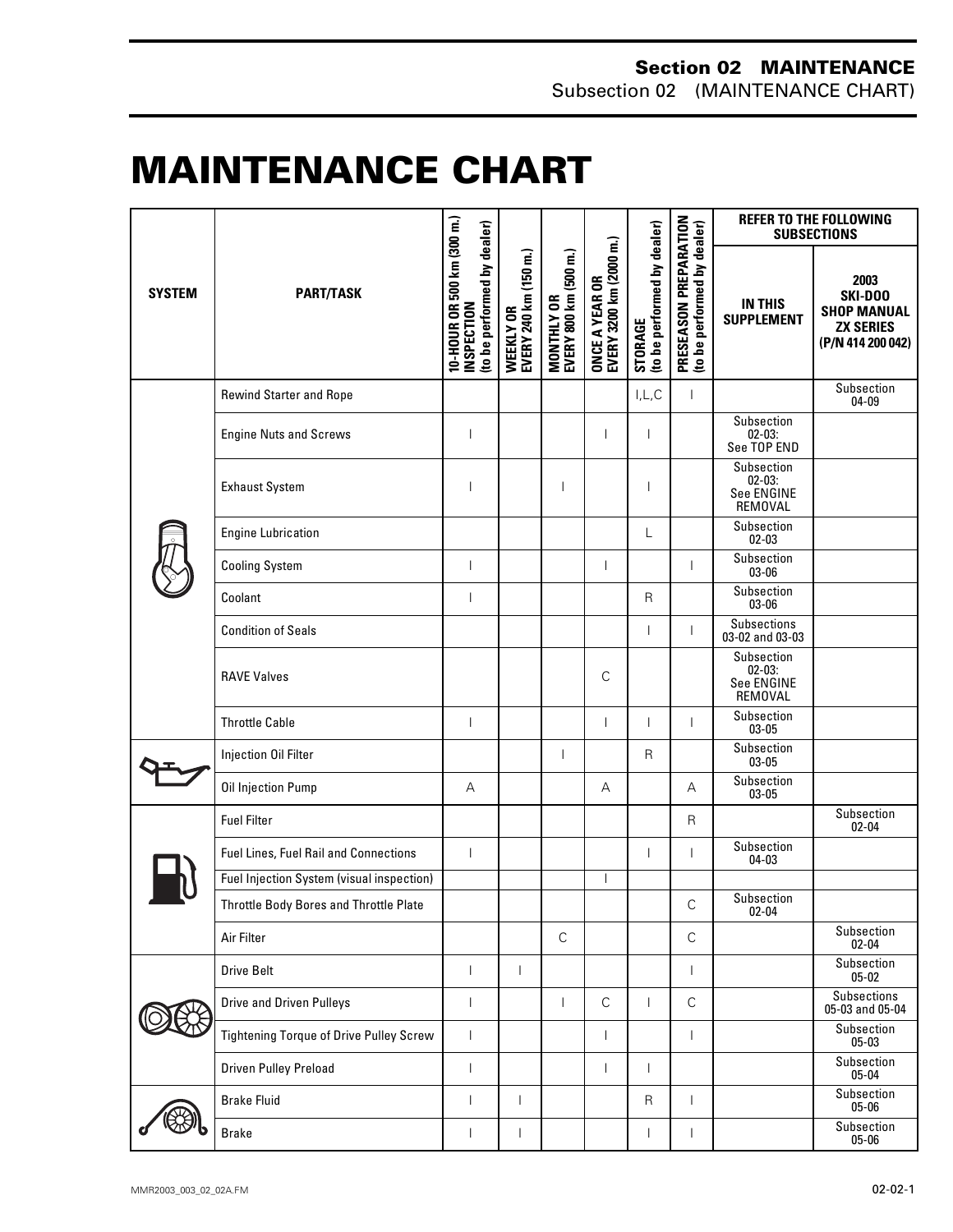# MAINTENANCE CHART

| SYSTEM | PART/TASK | 10-HOUR OR 500 km (300 m.) INSPECTION (to be performed by dealer) | WEEKLY OR EVERY 240 km (150 m.) | MONTHLY OR EVERY 800 km (500 m.) | ONCE A YEAR OR EVERY 3200 km (2000 m.) | STORAGE (to be performed by dealer) | PRESEASON PREPARATION (to be performed by dealer) | REFER TO THE FOLLOWING SUBSECTIONS | |
|---|---|---|---|---|---|---|---|---|---|
| | | | | | | | | IN THIS SUPPLEMENT | 2003 SKI-DOO SHOP MANUAL ZX SERIES (P/N 414 200 042) |
| | Rewind Starter and Rope | | | | | I,L,C | I | | Subsection 04-09 |
| | Engine Nuts and Screws | I | | | I | I | | Subsection 02-03: See TOP END | |
| | Exhaust System | I | | I | | I | | Subsection 02-03: See ENGINE REMOVAL | |
| | Engine Lubrication | | | | | L | | Subsection 02-03 | |
| | Cooling System | I | | | I | | I | Subsection 03-06 | |
| | Coolant | I | | | | R | | Subsection 03-06 | |
| | Condition of Seals | | | | | I | I | Subsections 03-02 and 03-03 | |
| | RAVE Valves | | | | C | | | Subsection 02-03: See ENGINE REMOVAL | |
| | Throttle Cable | I | | | I | I | I | Subsection 03-05 | |
| | Injection Oil Filter | | | I | | R | | Subsection 03-05 | |
| | Oil Injection Pump | A | | | A | | A | Subsection 03-05 | |
| | Fuel Filter | | | | | | R | | Subsection 02-04 |
| | Fuel Lines, Fuel Rail and Connections | I | | | | I | I | Subsection 04-03 | |
| | Fuel Injection System (visual inspection) | | | | I | | | | |
| | Throttle Body Bores and Throttle Plate | | | | | | C | Subsection 02-04 | |
| | Air Filter | | | C | | | C | | Subsection 02-04 |
| | Drive Belt | I | I | | | | I | | Subsection 05-02 |
| | Drive and Driven Pulleys | I | | I | C | I | C | | Subsections 05-03 and 05-04 |
| | Tightening Torque of Drive Pulley Screw | I | | | I | | I | | Subsection 05-03 |
| | Driven Pulley Preload | I | | | I | I | | | Subsection 05-04 |
| | Brake Fluid | I | I | | | R | I | | Subsection 05-06 |
| | Brake | I | I | | | I | I | | Subsection 05-06 |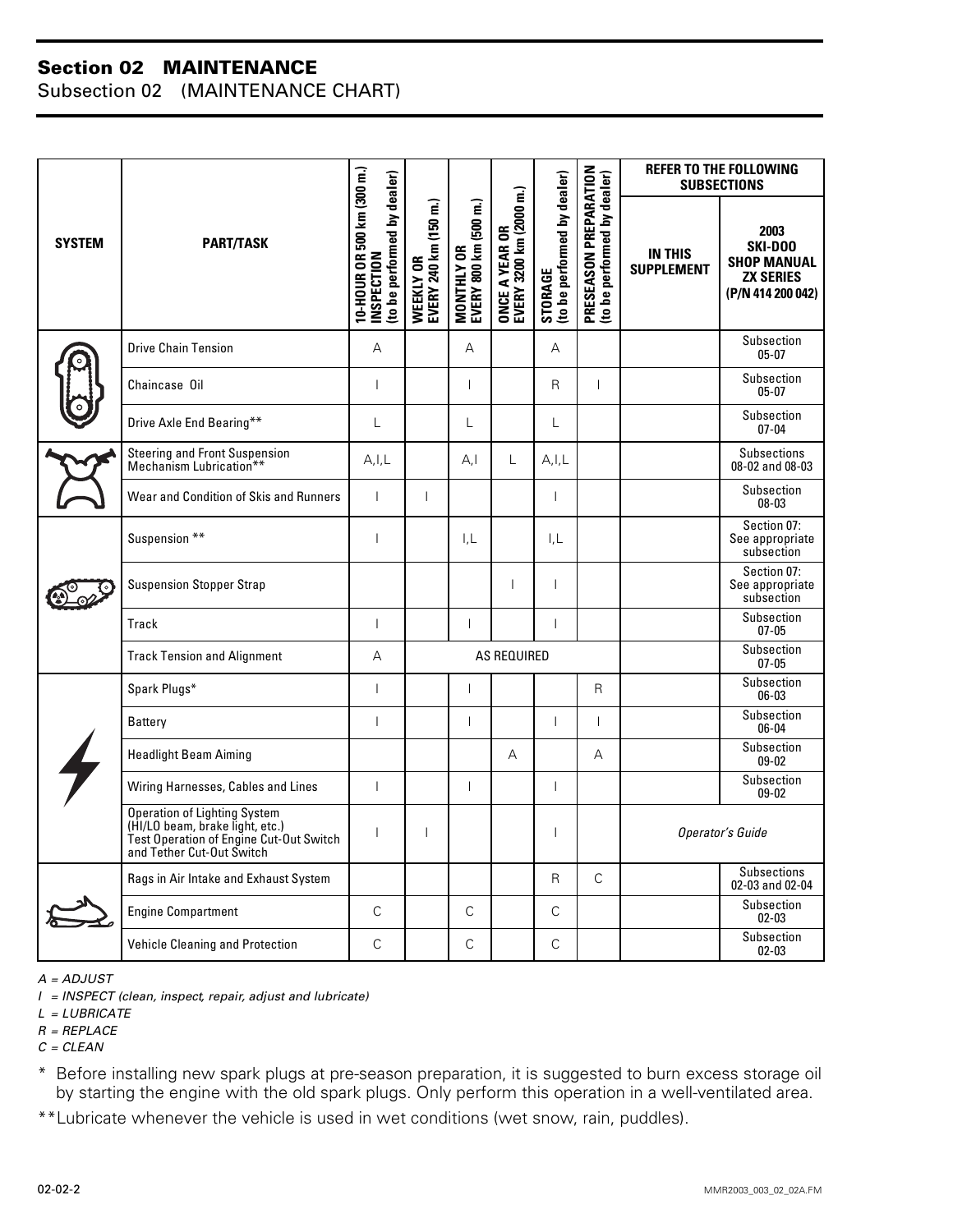## Section 02 MAINTENANCE

Subsection 02 (MAINTENANCE CHART)

| SYSTEM | PART/TASK | 10-HOUR OR 500 km (300 m.) INSPECTION (to be performed by dealer) | WEEKLY OR EVERY 240 km (150 m.) | MONTHLY OR EVERY 800 km (500 m.) | ONCE A YEAR OR EVERY 3200 km (2000 m.) | STORAGE (to be performed by dealer) | PRESEASON PREPARATION (to be performed by dealer) | REFER TO THE FOLLOWING SUBSECTIONS | |
|---|---|---|---|---|---|---|---|---|---|
| | | | | | | | | IN THIS SUPPLEMENT | 2003 SKI-DOO SHOP MANUAL ZX SERIES (P/N 414 200 042) |
| | Drive Chain Tension | A | | A | | A | | | Subsection 05-07 |
| | Chaincase Oil | I | | I | | R | I | | Subsection 05-07 |
| | Drive Axle End Bearing** | L | | L | | L | | | Subsection 07-04 |
| | Steering and Front Suspension Mechanism Lubrication** | A,I,L | | A,I | L | A,I,L | | | Subsections 08-02 and 08-03 |
| | Wear and Condition of Skis and Runners | I | I | | | I | | | Subsection 08-03 |
| | Suspension ** | I | | I,L | | I,L | | | Section 07: See appropriate subsection |
| | Suspension Stopper Strap | | | | I | I | | | Section 07: See appropriate subsection |
| | Track | I | | I | | I | | | Subsection 07-05 |
| | Track Tension and Alignment | A | AS REQUIRED | | | | | | Subsection 07-05 |
| | Spark Plugs* | I | | I | | | R | | Subsection 06-03 |
| | Battery | I | | I | | I | I | | Subsection 06-04 |
| | Headlight Beam Aiming | | | | A | | A | | Subsection 09-02 |
| | Wiring Harnesses, Cables and Lines | I | | I | | I | | | Subsection 09-02 |
| | Operation of Lighting System (HI/LO beam, brake light, etc.) Test Operation of Engine Cut-Out Switch and Tether Cut-Out Switch | I | I | | | I | | *Operator's Guide* | |
| | Rags in Air Intake and Exhaust System | | | | | R | C | | Subsections 02-03 and 02-04 |
| | Engine Compartment | C | | C | | C | | | Subsection 02-03 |
| | Vehicle Cleaning and Protection | C | | C | | C | | | Subsection 02-03 |

*A = ADJUST*

*I = INSPECT (clean, inspect, repair, adjust and lubricate)*

*L = LUBRICATE*

*R = REPLACE*

*C = CLEAN*

\* Before installing new spark plugs at pre-season preparation, it is suggested to burn excess storage oil by starting the engine with the old spark plugs. Only perform this operation in a well-ventilated area.

\*\*Lubricate whenever the vehicle is used in wet conditions (wet snow, rain, puddles).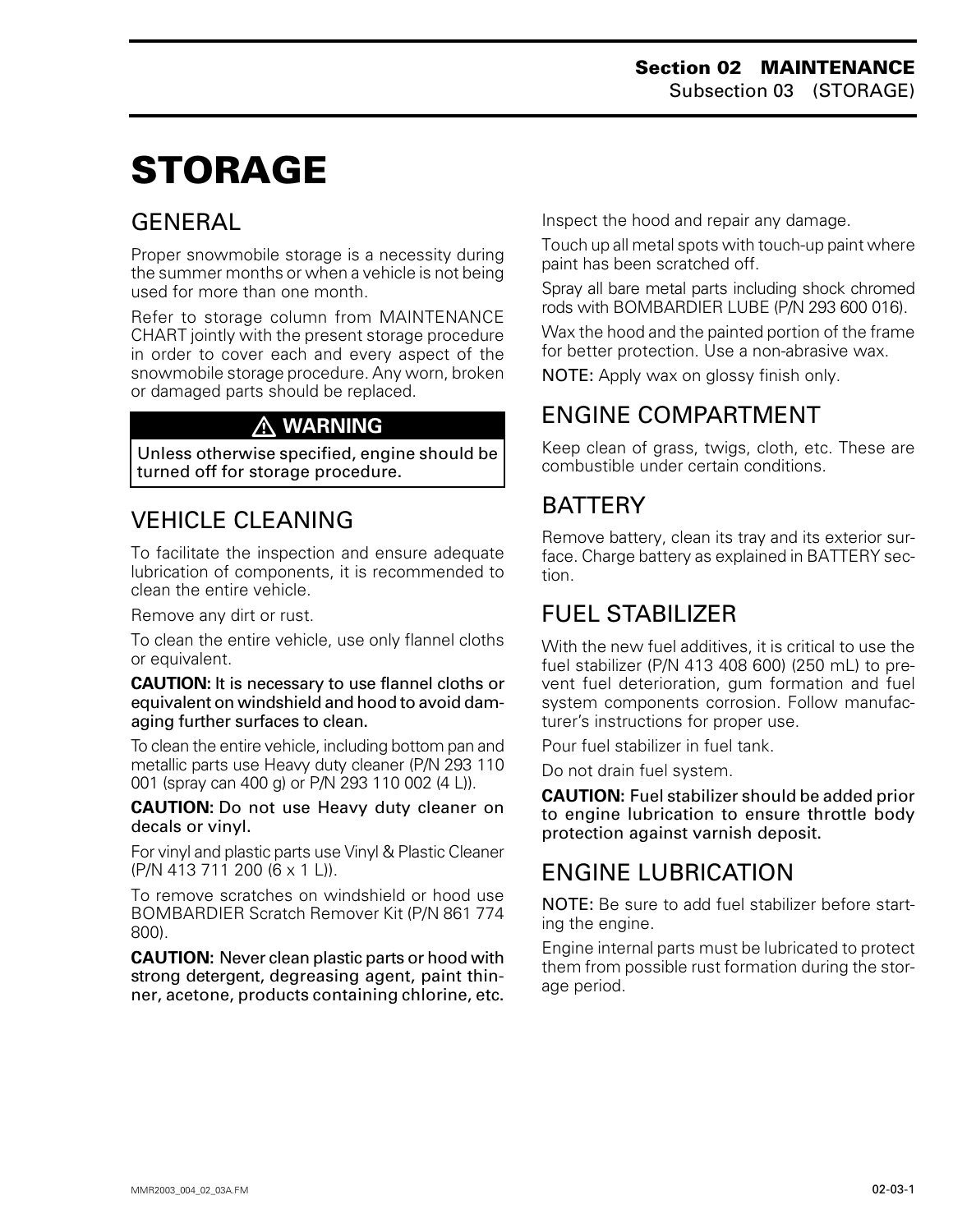# STORAGE

## GENERAL

Proper snowmobile storage is a necessity during the summer months or when a vehicle is not being used for more than one month.

Refer to storage column from MAINTENANCE CHART jointly with the present storage procedure in order to cover each and every aspect of the snowmobile storage procedure. Any worn, broken or damaged parts should be replaced.

> ⚠ **WARNING**
>
> Unless otherwise specified, engine should be turned off for storage procedure.

## VEHICLE CLEANING

To facilitate the inspection and ensure adequate lubrication of components, it is recommended to clean the entire vehicle.

Remove any dirt or rust.

To clean the entire vehicle, use only flannel cloths or equivalent.

**CAUTION:** It is necessary to use flannel cloths or equivalent on windshield and hood to avoid damaging further surfaces to clean.

To clean the entire vehicle, including bottom pan and metallic parts use Heavy duty cleaner (P/N 293 110 001 (spray can 400 g) or P/N 293 110 002 (4 L)).

**CAUTION:** Do not use Heavy duty cleaner on decals or vinyl.

For vinyl and plastic parts use Vinyl & Plastic Cleaner (P/N 413 711 200 (6 x 1 L)).

To remove scratches on windshield or hood use BOMBARDIER Scratch Remover Kit (P/N 861 774 800).

**CAUTION:** Never clean plastic parts or hood with strong detergent, degreasing agent, paint thinner, acetone, products containing chlorine, etc.

Inspect the hood and repair any damage.

Touch up all metal spots with touch-up paint where paint has been scratched off.

Spray all bare metal parts including shock chromed rods with BOMBARDIER LUBE (P/N 293 600 016).

Wax the hood and the painted portion of the frame for better protection. Use a non-abrasive wax.

NOTE: Apply wax on glossy finish only.

## ENGINE COMPARTMENT

Keep clean of grass, twigs, cloth, etc. These are combustible under certain conditions.

## BATTERY

Remove battery, clean its tray and its exterior surface. Charge battery as explained in BATTERY section.

## FUEL STABILIZER

With the new fuel additives, it is critical to use the fuel stabilizer (P/N 413 408 600) (250 mL) to prevent fuel deterioration, gum formation and fuel system components corrosion. Follow manufacturer's instructions for proper use.

Pour fuel stabilizer in fuel tank.

Do not drain fuel system.

**CAUTION:** Fuel stabilizer should be added prior to engine lubrication to ensure throttle body protection against varnish deposit.

## ENGINE LUBRICATION

NOTE: Be sure to add fuel stabilizer before starting the engine.

Engine internal parts must be lubricated to protect them from possible rust formation during the storage period.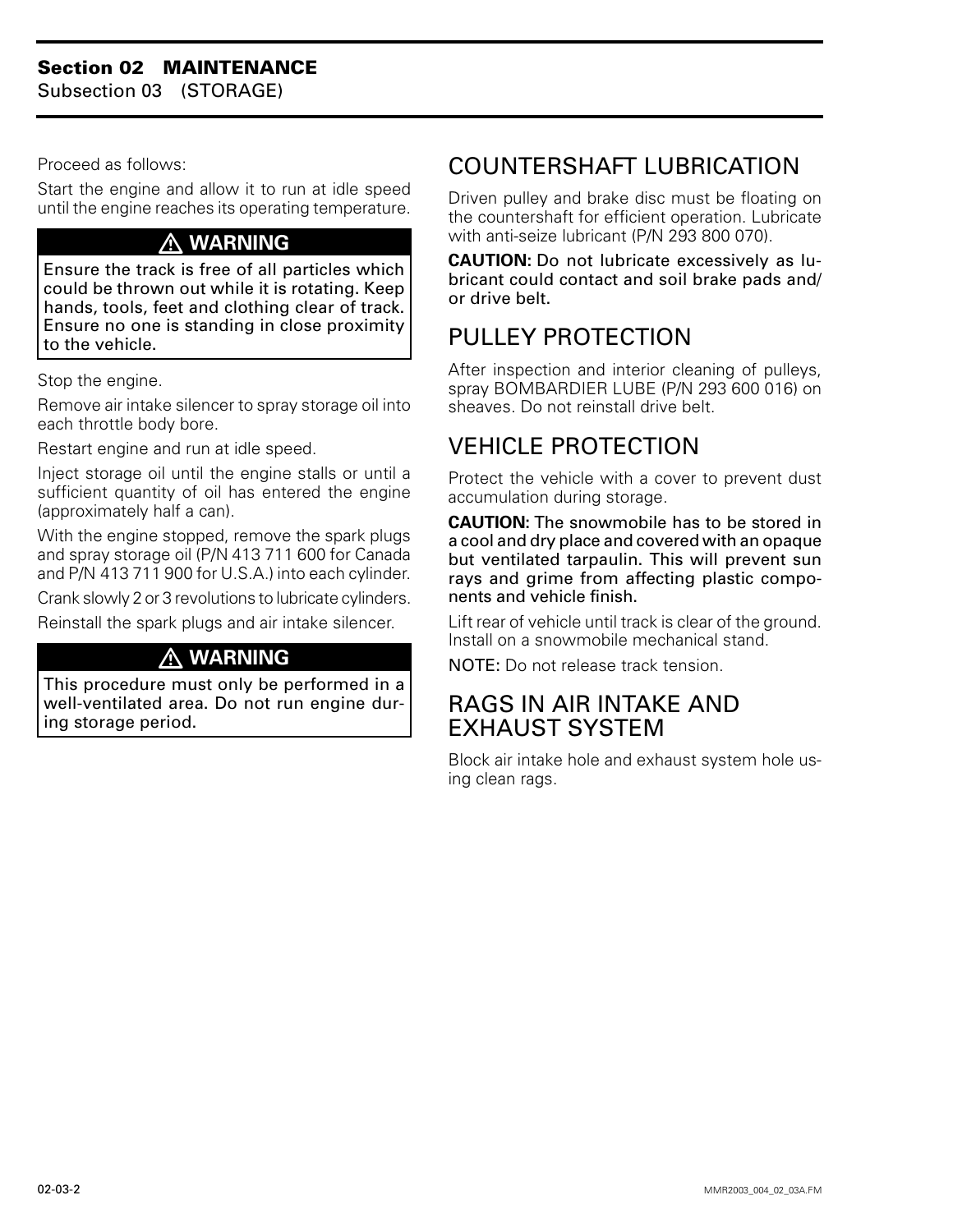Proceed as follows:

Start the engine and allow it to run at idle speed until the engine reaches its operating temperature.

> ⚠ **WARNING**
>
> **Ensure the track is free of all particles which could be thrown out while it is rotating. Keep hands, tools, feet and clothing clear of track. Ensure no one is standing in close proximity to the vehicle.**

Stop the engine.

Remove air intake silencer to spray storage oil into each throttle body bore.

Restart engine and run at idle speed.

Inject storage oil until the engine stalls or until a sufficient quantity of oil has entered the engine (approximately half a can).

With the engine stopped, remove the spark plugs and spray storage oil (P/N 413 711 600 for Canada and P/N 413 711 900 for U.S.A.) into each cylinder.

Crank slowly 2 or 3 revolutions to lubricate cylinders.

Reinstall the spark plugs and air intake silencer.

> ⚠ **WARNING**
>
> **This procedure must only be performed in a well-ventilated area. Do not run engine during storage period.**

## COUNTERSHAFT LUBRICATION

Driven pulley and brake disc must be floating on the countershaft for efficient operation. Lubricate with anti-seize lubricant (P/N 293 800 070).

**CAUTION: Do not lubricate excessively as lubricant could contact and soil brake pads and/or drive belt.**

## PULLEY PROTECTION

After inspection and interior cleaning of pulleys, spray BOMBARDIER LUBE (P/N 293 600 016) on sheaves. Do not reinstall drive belt.

## VEHICLE PROTECTION

Protect the vehicle with a cover to prevent dust accumulation during storage.

**CAUTION: The snowmobile has to be stored in a cool and dry place and covered with an opaque but ventilated tarpaulin. This will prevent sun rays and grime from affecting plastic components and vehicle finish.**

Lift rear of vehicle until track is clear of the ground. Install on a snowmobile mechanical stand.

**NOTE:** Do not release track tension.

## RAGS IN AIR INTAKE AND EXHAUST SYSTEM

Block air intake hole and exhaust system hole using clean rags.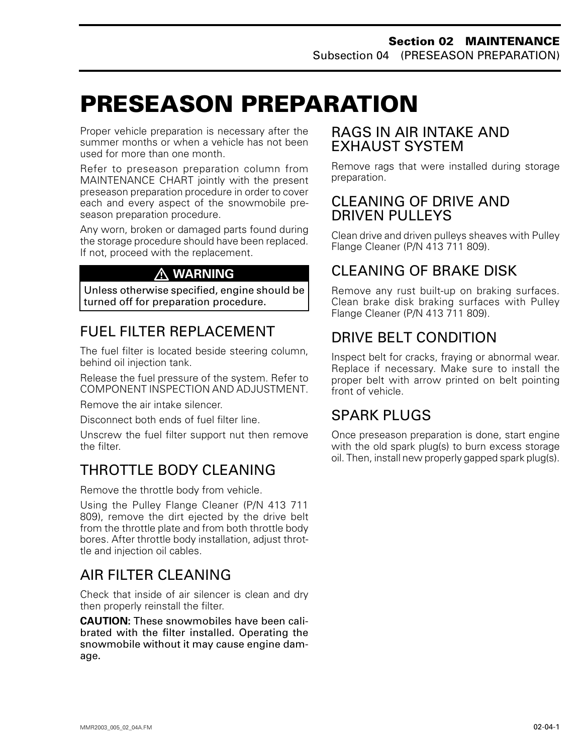# PRESEASON PREPARATION

Proper vehicle preparation is necessary after the summer months or when a vehicle has not been used for more than one month.

Refer to preseason preparation column from MAINTENANCE CHART jointly with the present preseason preparation procedure in order to cover each and every aspect of the snowmobile preseason preparation procedure.

Any worn, broken or damaged parts found during the storage procedure should have been replaced. If not, proceed with the replacement.

> ⚠ **WARNING**
>
> Unless otherwise specified, engine should be turned off for preparation procedure.

## FUEL FILTER REPLACEMENT

The fuel filter is located beside steering column, behind oil injection tank.

Release the fuel pressure of the system. Refer to COMPONENT INSPECTION AND ADJUSTMENT.

Remove the air intake silencer.

Disconnect both ends of fuel filter line.

Unscrew the fuel filter support nut then remove the filter.

## THROTTLE BODY CLEANING

Remove the throttle body from vehicle.

Using the Pulley Flange Cleaner (P/N 413 711 809), remove the dirt ejected by the drive belt from the throttle plate and from both throttle body bores. After throttle body installation, adjust throttle and injection oil cables.

## AIR FILTER CLEANING

Check that inside of air silencer is clean and dry then properly reinstall the filter.

**CAUTION: These snowmobiles have been calibrated with the filter installed. Operating the snowmobile without it may cause engine damage.**

## RAGS IN AIR INTAKE AND EXHAUST SYSTEM

Remove rags that were installed during storage preparation.

## CLEANING OF DRIVE AND DRIVEN PULLEYS

Clean drive and driven pulleys sheaves with Pulley Flange Cleaner (P/N 413 711 809).

## CLEANING OF BRAKE DISK

Remove any rust built-up on braking surfaces. Clean brake disk braking surfaces with Pulley Flange Cleaner (P/N 413 711 809).

## DRIVE BELT CONDITION

Inspect belt for cracks, fraying or abnormal wear. Replace if necessary. Make sure to install the proper belt with arrow printed on belt pointing front of vehicle.

## SPARK PLUGS

Once preseason preparation is done, start engine with the old spark plug(s) to burn excess storage oil. Then, install new properly gapped spark plug(s).